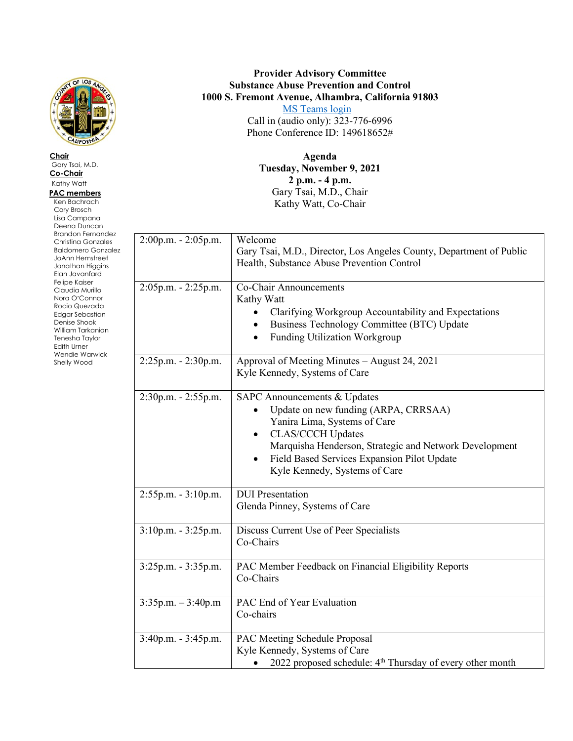**Chair**
Gary Tsai, M.D.
**Co-Chair**
Kathy Watt
**PAC members**
Ken Bachrach
Cory Brosch
Lisa Campana
Deena Duncan
Brandon Fernandez
Christina Gonzales
Baldomero Gonzalez
JoAnn Hemstreet
Jonathan Higgins
Elan Javanfard
Felipe Kaiser
Claudia Murillo
Nora O'Connor
Rocio Quezada
Edgar Sebastian
Denise Shook
William Tarkanian
Tenesha Taylor
Edith Urner
Wendie Warwick
Shelly Wood

**Provider Advisory Committee**
**Substance Abuse Prevention and Control**
**1000 S. Fremont Avenue, Alhambra, California 91803**
[MS Teams login]
Call in (audio only): 323-776-6996
Phone Conference ID: 149618652#

**Agenda**
**Tuesday, November 9, 2021**
**2 p.m. - 4 p.m.**
Gary Tsai, M.D., Chair
Kathy Watt, Co-Chair

| Time | Item |
|---|---|
| 2:00p.m. - 2:05p.m. | Welcome<br>Gary Tsai, M.D., Director, Los Angeles County, Department of Public Health, Substance Abuse Prevention Control |
| 2:05p.m. - 2:25p.m. | Co-Chair Announcements<br>Kathy Watt<br>• Clarifying Workgroup Accountability and Expectations<br>• Business Technology Committee (BTC) Update<br>• Funding Utilization Workgroup |
| 2:25p.m. - 2:30p.m. | Approval of Meeting Minutes – August 24, 2021<br>Kyle Kennedy, Systems of Care |
| 2:30p.m. - 2:55p.m. | SAPC Announcements & Updates<br>• Update on new funding (ARPA, CRRSAA)<br>Yanira Lima, Systems of Care<br>• CLAS/CCCH Updates<br>Marquisha Henderson, Strategic and Network Development<br>• Field Based Services Expansion Pilot Update<br>Kyle Kennedy, Systems of Care |
| 2:55p.m. - 3:10p.m. | DUI Presentation<br>Glenda Pinney, Systems of Care |
| 3:10p.m. - 3:25p.m. | Discuss Current Use of Peer Specialists<br>Co-Chairs |
| 3:25p.m. - 3:35p.m. | PAC Member Feedback on Financial Eligibility Reports<br>Co-Chairs |
| 3:35p.m. – 3:40p.m | PAC End of Year Evaluation<br>Co-chairs |
| 3:40p.m. - 3:45p.m. | PAC Meeting Schedule Proposal<br>Kyle Kennedy, Systems of Care<br>• 2022 proposed schedule: 4th Thursday of every other month |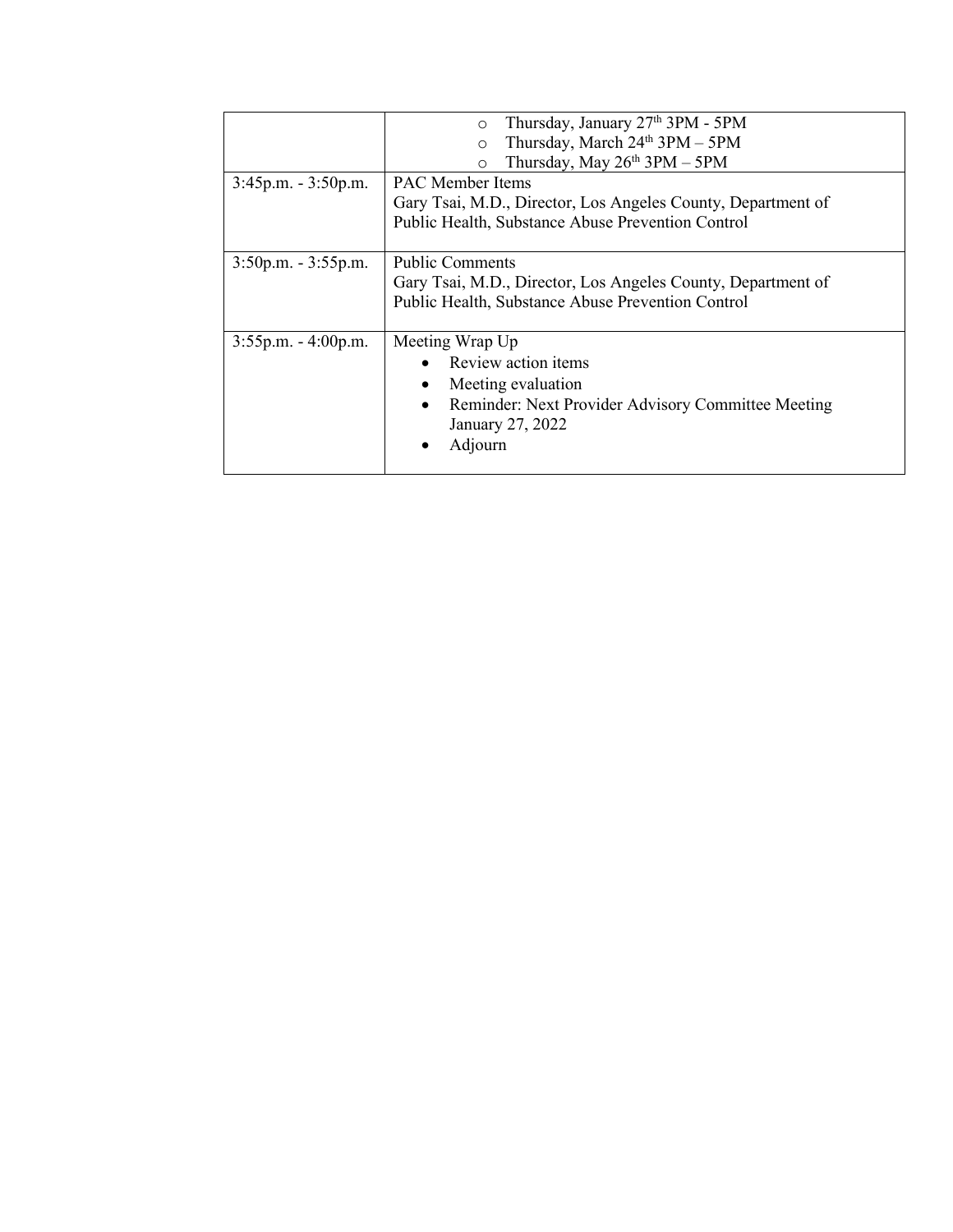| | |
|---|---|
| | ○ Thursday, January 27th 3PM - 5PM<br>○ Thursday, March 24th 3PM – 5PM<br>○ Thursday, May 26th 3PM – 5PM |
| 3:45p.m. - 3:50p.m. | PAC Member Items<br>Gary Tsai, M.D., Director, Los Angeles County, Department of Public Health, Substance Abuse Prevention Control |
| 3:50p.m. - 3:55p.m. | Public Comments<br>Gary Tsai, M.D., Director, Los Angeles County, Department of Public Health, Substance Abuse Prevention Control |
| 3:55p.m. - 4:00p.m. | Meeting Wrap Up<br>• Review action items<br>• Meeting evaluation<br>• Reminder: Next Provider Advisory Committee Meeting January 27, 2022<br>• Adjourn |